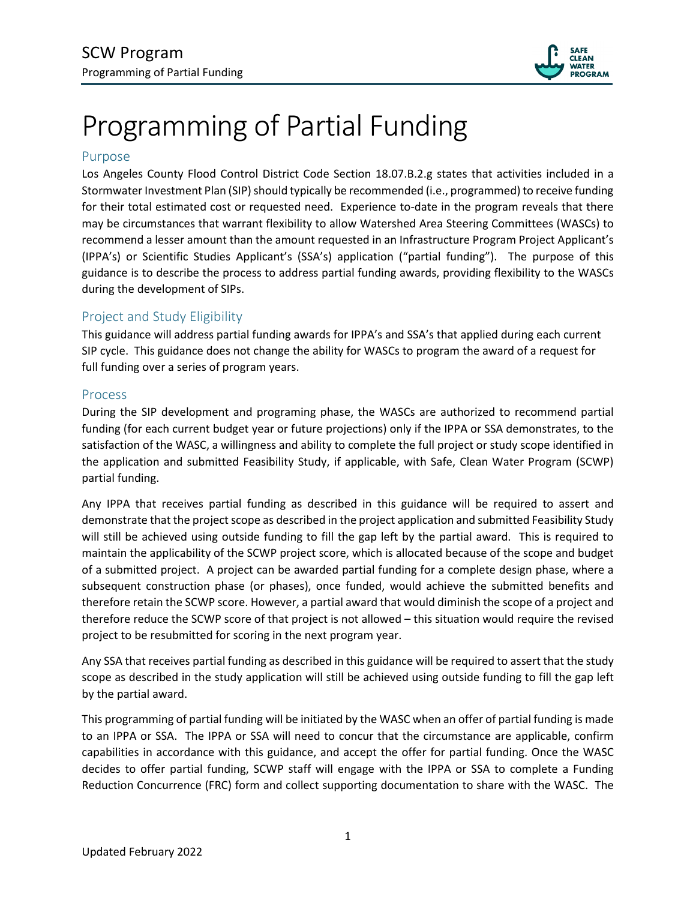# Programming of Partial Funding

## Purpose

Los Angeles County Flood Control District Code Section 18.07.B.2.g states that activities included in a Stormwater Investment Plan (SIP) should typically be recommended (i.e., programmed) to receive funding for their total estimated cost or requested need. Experience to-date in the program reveals that there may be circumstances that warrant flexibility to allow Watershed Area Steering Committees (WASCs) to recommend a lesser amount than the amount requested in an Infrastructure Program Project Applicant's (IPPA's) or Scientific Studies Applicant's (SSA's) application ("partial funding"). The purpose of this guidance is to describe the process to address partial funding awards, providing flexibility to the WASCs during the development of SIPs.

## Project and Study Eligibility

This guidance will address partial funding awards for IPPA's and SSA's that applied during each current SIP cycle. This guidance does not change the ability for WASCs to program the award of a request for full funding over a series of program years.

## Process

During the SIP development and programing phase, the WASCs are authorized to recommend partial funding (for each current budget year or future projections) only if the IPPA or SSA demonstrates, to the satisfaction of the WASC, a willingness and ability to complete the full project or study scope identified in the application and submitted Feasibility Study, if applicable, with Safe, Clean Water Program (SCWP) partial funding.

Any IPPA that receives partial funding as described in this guidance will be required to assert and demonstrate that the project scope as described in the project application and submitted Feasibility Study will still be achieved using outside funding to fill the gap left by the partial award. This is required to maintain the applicability of the SCWP project score, which is allocated because of the scope and budget of a submitted project. A project can be awarded partial funding for a complete design phase, where a subsequent construction phase (or phases), once funded, would achieve the submitted benefits and therefore retain the SCWP score. However, a partial award that would diminish the scope of a project and therefore reduce the SCWP score of that project is not allowed – this situation would require the revised project to be resubmitted for scoring in the next program year.

Any SSA that receives partial funding as described in this guidance will be required to assert that the study scope as described in the study application will still be achieved using outside funding to fill the gap left by the partial award.

This programming of partial funding will be initiated by the WASC when an offer of partial funding is made to an IPPA or SSA. The IPPA or SSA will need to concur that the circumstance are applicable, confirm capabilities in accordance with this guidance, and accept the offer for partial funding. Once the WASC decides to offer partial funding, SCWP staff will engage with the IPPA or SSA to complete a Funding Reduction Concurrence (FRC) form and collect supporting documentation to share with the WASC. The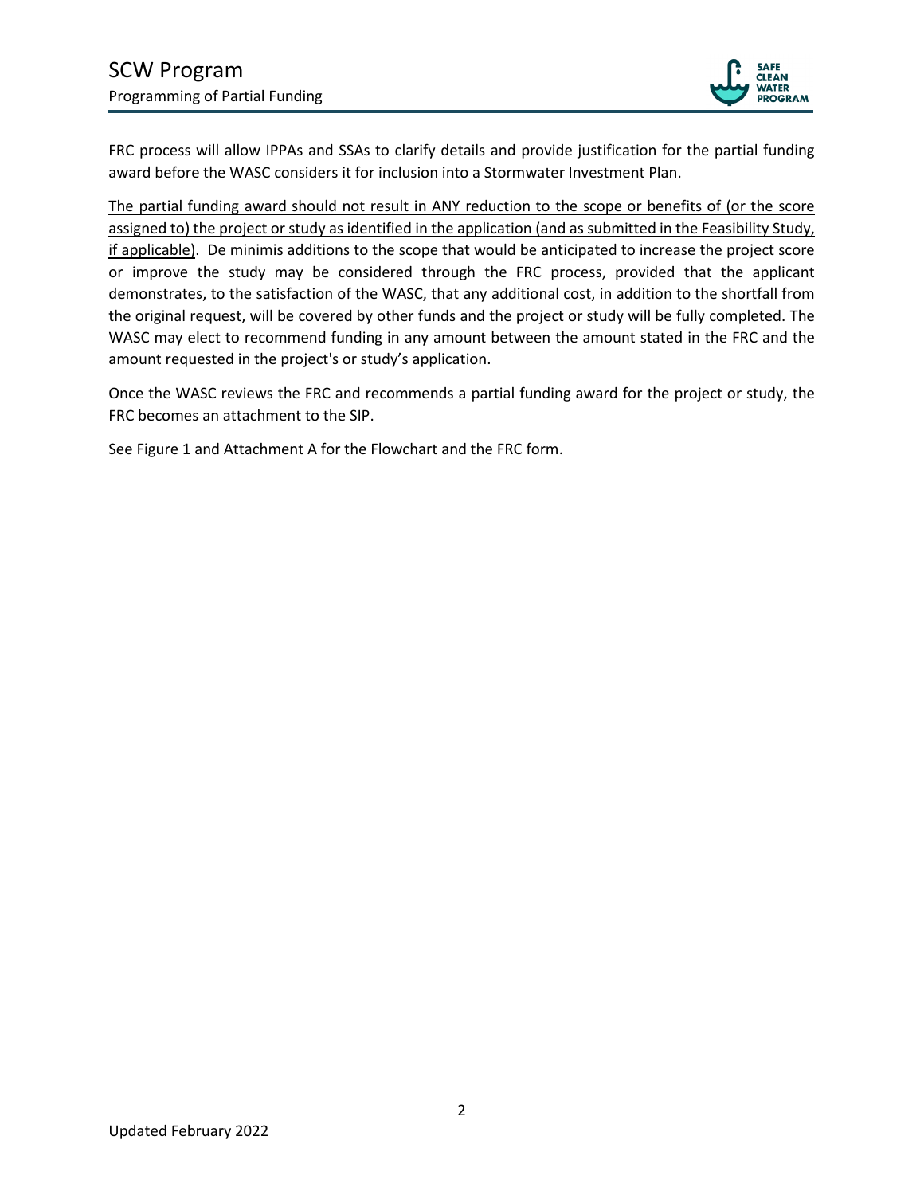FRC process will allow IPPAs and SSAs to clarify details and provide justification for the partial funding award before the WASC considers it for inclusion into a Stormwater Investment Plan.

<u>The partial funding award should not result in ANY reduction to the scope or benefits of (or the score assigned to) the project or study as identified in the application (and as submitted in the Feasibility Study, if applicable)</u>. De minimis additions to the scope that would be anticipated to increase the project score or improve the study may be considered through the FRC process, provided that the applicant demonstrates, to the satisfaction of the WASC, that any additional cost, in addition to the shortfall from the original request, will be covered by other funds and the project or study will be fully completed. The WASC may elect to recommend funding in any amount between the amount stated in the FRC and the amount requested in the project's or study's application.

Once the WASC reviews the FRC and recommends a partial funding award for the project or study, the FRC becomes an attachment to the SIP.

See Figure 1 and Attachment A for the Flowchart and the FRC form.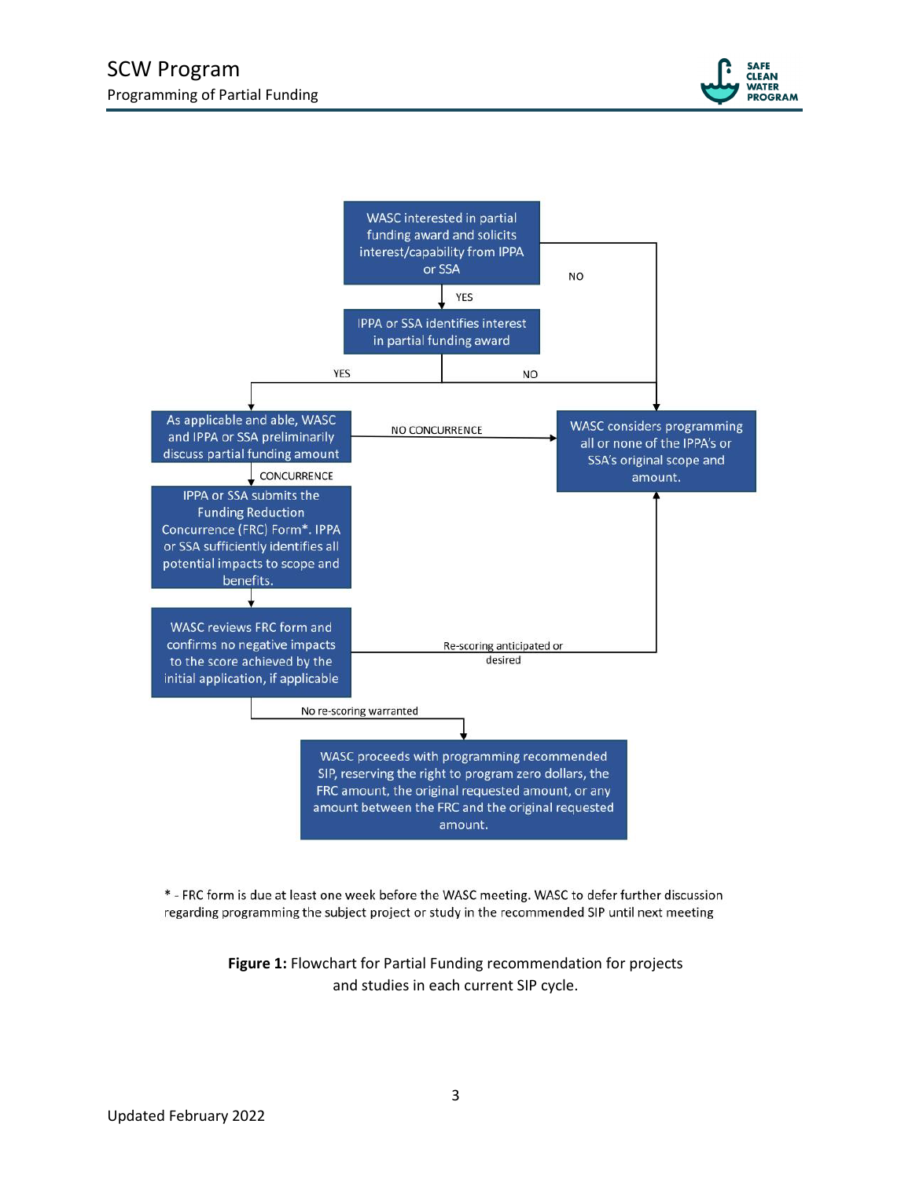WASC interested in partial funding award and solicits interest/capability from IPPA or SSA

- YES → IPPA or SSA identifies interest in partial funding award
- NO → WASC considers programming all or none of the IPPA's or SSA's original scope and amount.

IPPA or SSA identifies interest in partial funding award

- YES → As applicable and able, WASC and IPPA or SSA preliminarily discuss partial funding amount
- NO → WASC considers programming all or none of the IPPA's or SSA's original scope and amount.

As applicable and able, WASC and IPPA or SSA preliminarily discuss partial funding amount

- NO CONCURRENCE → WASC considers programming all or none of the IPPA's or SSA's original scope and amount.
- CONCURRENCE → IPPA or SSA submits the Funding Reduction Concurrence (FRC) Form*. IPPA or SSA sufficiently identifies all potential impacts to scope and benefits.

IPPA or SSA submits the Funding Reduction Concurrence (FRC) Form*. IPPA or SSA sufficiently identifies all potential impacts to scope and benefits.

→ WASC reviews FRC form and confirms no negative impacts to the score achieved by the initial application, if applicable

WASC reviews FRC form and confirms no negative impacts to the score achieved by the initial application, if applicable

- Re-scoring anticipated or desired → WASC considers programming all or none of the IPPA's or SSA's original scope and amount.
- No re-scoring warranted → WASC proceeds with programming recommended SIP, reserving the right to program zero dollars, the FRC amount, the original requested amount, or any amount between the FRC and the original requested amount.

\* - FRC form is due at least one week before the WASC meeting. WASC to defer further discussion regarding programming the subject project or study in the recommended SIP until next meeting

**Figure 1:** Flowchart for Partial Funding recommendation for projects and studies in each current SIP cycle.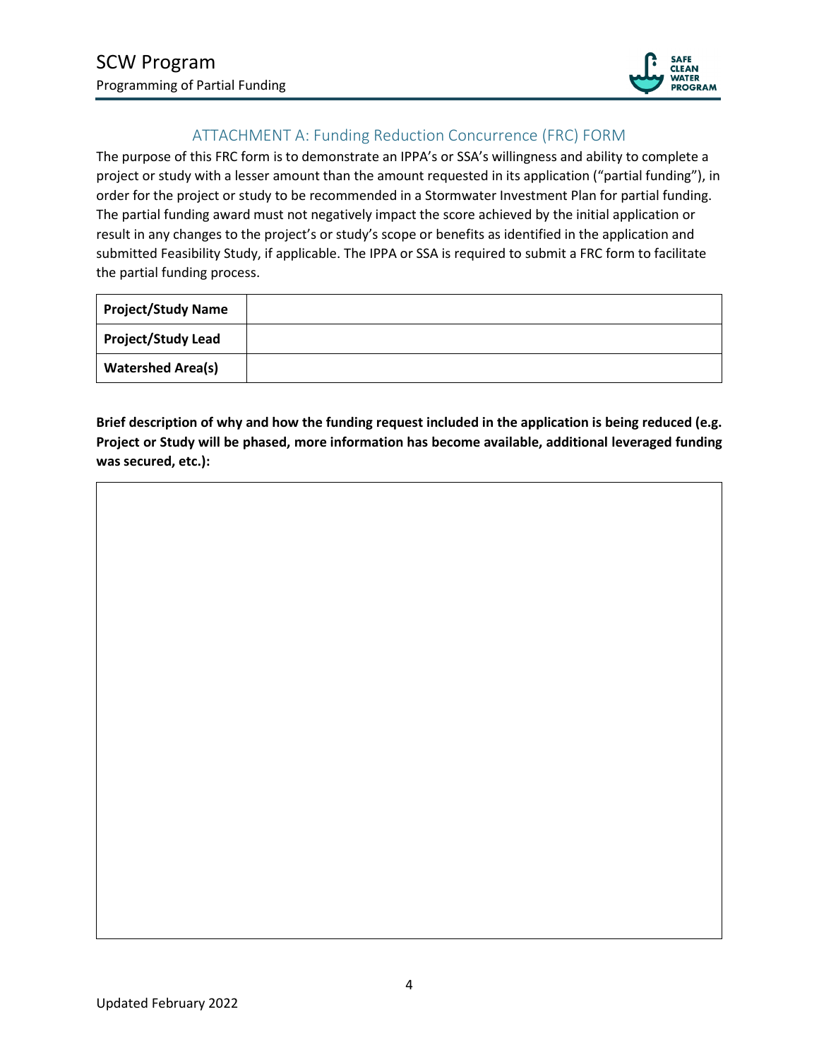## ATTACHMENT A: Funding Reduction Concurrence (FRC) FORM

The purpose of this FRC form is to demonstrate an IPPA's or SSA's willingness and ability to complete a project or study with a lesser amount than the amount requested in its application ("partial funding"), in order for the project or study to be recommended in a Stormwater Investment Plan for partial funding. The partial funding award must not negatively impact the score achieved by the initial application or result in any changes to the project's or study's scope or benefits as identified in the application and submitted Feasibility Study, if applicable. The IPPA or SSA is required to submit a FRC form to facilitate the partial funding process.

| **Project/Study Name** | |
|---|---|
| **Project/Study Lead** | |
| **Watershed Area(s)** | |

**Brief description of why and how the funding request included in the application is being reduced (e.g. Project or Study will be phased, more information has become available, additional leveraged funding was secured, etc.):**

| |
|---|
| |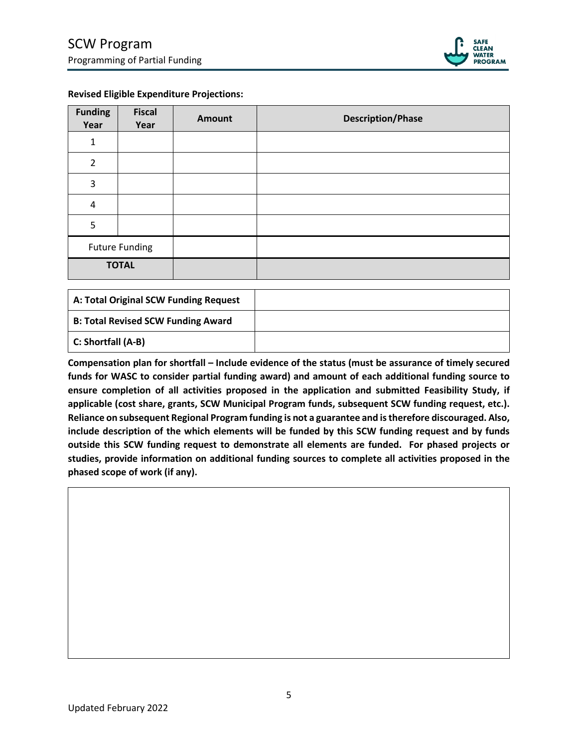**Revised Eligible Expenditure Projections:**

| Funding Year | Fiscal Year | Amount | Description/Phase |
|---|---|---|---|
| 1 | | | |
| 2 | | | |
| 3 | | | |
| 4 | | | |
| 5 | | | |
| Future Funding | | | |
| **TOTAL** | | | |

| | |
|---|---|
| **A: Total Original SCW Funding Request** | |
| **B: Total Revised SCW Funding Award** | |
| **C: Shortfall (A-B)** | |

**Compensation plan for shortfall – Include evidence of the status (must be assurance of timely secured funds for WASC to consider partial funding award) and amount of each additional funding source to ensure completion of all activities proposed in the application and submitted Feasibility Study, if applicable (cost share, grants, SCW Municipal Program funds, subsequent SCW funding request, etc.). Reliance on subsequent Regional Program funding is not a guarantee and is therefore discouraged. Also, include description of the which elements will be funded by this SCW funding request and by funds outside this SCW funding request to demonstrate all elements are funded. For phased projects or studies, provide information on additional funding sources to complete all activities proposed in the phased scope of work (if any).**

| |
|---|
| |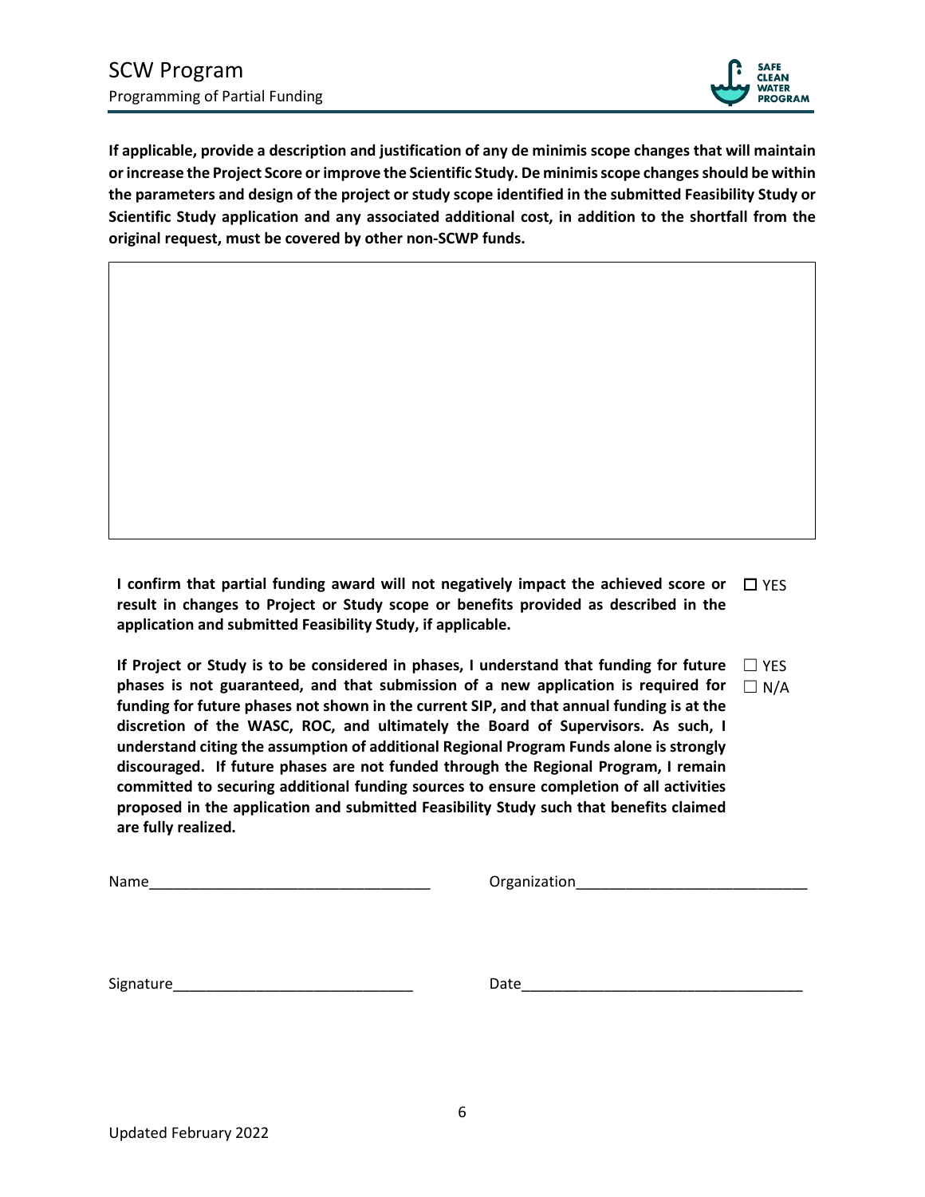**If applicable, provide a description and justification of any de minimis scope changes that will maintain or increase the Project Score or improve the Scientific Study. De minimis scope changes should be within the parameters and design of the project or study scope identified in the submitted Feasibility Study or Scientific Study application and any associated additional cost, in addition to the shortfall from the original request, must be covered by other non-SCWP funds.**

| |
|---|
| |

| | |
|---|---|
| **I confirm that partial funding award will not negatively impact the achieved score or result in changes to Project or Study scope or benefits provided as described in the application and submitted Feasibility Study, if applicable.** | ☐ YES |
| **If Project or Study is to be considered in phases, I understand that funding for future phases is not guaranteed, and that submission of a new application is required for funding for future phases not shown in the current SIP, and that annual funding is at the discretion of the WASC, ROC, and ultimately the Board of Supervisors. As such, I understand citing the assumption of additional Regional Program Funds alone is strongly discouraged. If future phases are not funded through the Regional Program, I remain committed to securing additional funding sources to ensure completion of all activities proposed in the application and submitted Feasibility Study such that benefits claimed are fully realized.** | ☐ YES<br>☐ N/A |

Name__________________________________ Organization____________________________

Signature_____________________________ Date__________________________________

Updated February 2022